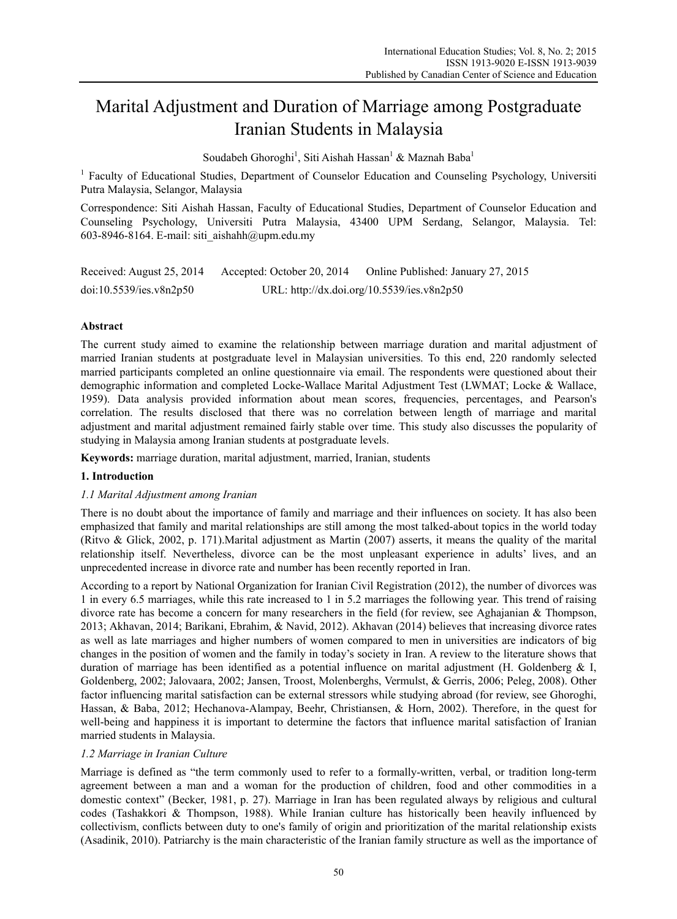# Marital Adjustment and Duration of Marriage among Postgraduate Iranian Students in Malaysia

Soudabeh Ghoroghi[1], Siti Aishah Hassan[1] & Maznah Baba[1]

[1] Faculty of Educational Studies, Department of Counselor Education and Counseling Psychology, Universiti Putra Malaysia, Selangor, Malaysia

Correspondence: Siti Aishah Hassan, Faculty of Educational Studies, Department of Counselor Education and Counseling Psychology, Universiti Putra Malaysia, 43400 UPM Serdang, Selangor, Malaysia. Tel: 603-8946-8164. E-mail: siti_aishahh@upm.edu.my

Received: August 25, 2014 Accepted: October 20, 2014 Online Published: January 27, 2015

doi:10.5539/ies.v8n2p50 URL: http://dx.doi.org/10.5539/ies.v8n2p50

## Abstract

The current study aimed to examine the relationship between marriage duration and marital adjustment of married Iranian students at postgraduate level in Malaysian universities. To this end, 220 randomly selected married participants completed an online questionnaire via email. The respondents were questioned about their demographic information and completed Locke-Wallace Marital Adjustment Test (LWMAT; Locke & Wallace, 1959). Data analysis provided information about mean scores, frequencies, percentages, and Pearson's correlation. The results disclosed that there was no correlation between length of marriage and marital adjustment and marital adjustment remained fairly stable over time. This study also discusses the popularity of studying in Malaysia among Iranian students at postgraduate levels.

**Keywords:** marriage duration, marital adjustment, married, Iranian, students

## 1. Introduction

### *1.1 Marital Adjustment among Iranian*

There is no doubt about the importance of family and marriage and their influences on society. It has also been emphasized that family and marital relationships are still among the most talked-about topics in the world today (Ritvo & Glick, 2002, p. 171).Marital adjustment as Martin (2007) asserts, it means the quality of the marital relationship itself. Nevertheless, divorce can be the most unpleasant experience in adults' lives, and an unprecedented increase in divorce rate and number has been recently reported in Iran.

According to a report by National Organization for Iranian Civil Registration (2012), the number of divorces was 1 in every 6.5 marriages, while this rate increased to 1 in 5.2 marriages the following year. This trend of raising divorce rate has become a concern for many researchers in the field (for review, see Aghajanian & Thompson, 2013; Akhavan, 2014; Barikani, Ebrahim, & Navid, 2012). Akhavan (2014) believes that increasing divorce rates as well as late marriages and higher numbers of women compared to men in universities are indicators of big changes in the position of women and the family in today's society in Iran. A review to the literature shows that duration of marriage has been identified as a potential influence on marital adjustment (H. Goldenberg & I, Goldenberg, 2002; Jalovaara, 2002; Jansen, Troost, Molenberghs, Vermulst, & Gerris, 2006; Peleg, 2008). Other factor influencing marital satisfaction can be external stressors while studying abroad (for review, see Ghoroghi, Hassan, & Baba, 2012; Hechanova-Alampay, Beehr, Christiansen, & Horn, 2002). Therefore, in the quest for well-being and happiness it is important to determine the factors that influence marital satisfaction of Iranian married students in Malaysia.

### *1.2 Marriage in Iranian Culture*

Marriage is defined as "the term commonly used to refer to a formally-written, verbal, or tradition long-term agreement between a man and a woman for the production of children, food and other commodities in a domestic context" (Becker, 1981, p. 27). Marriage in Iran has been regulated always by religious and cultural codes (Tashakkori & Thompson, 1988). While Iranian culture has historically been heavily influenced by collectivism, conflicts between duty to one's family of origin and prioritization of the marital relationship exists (Asadinik, 2010). Patriarchy is the main characteristic of the Iranian family structure as well as the importance of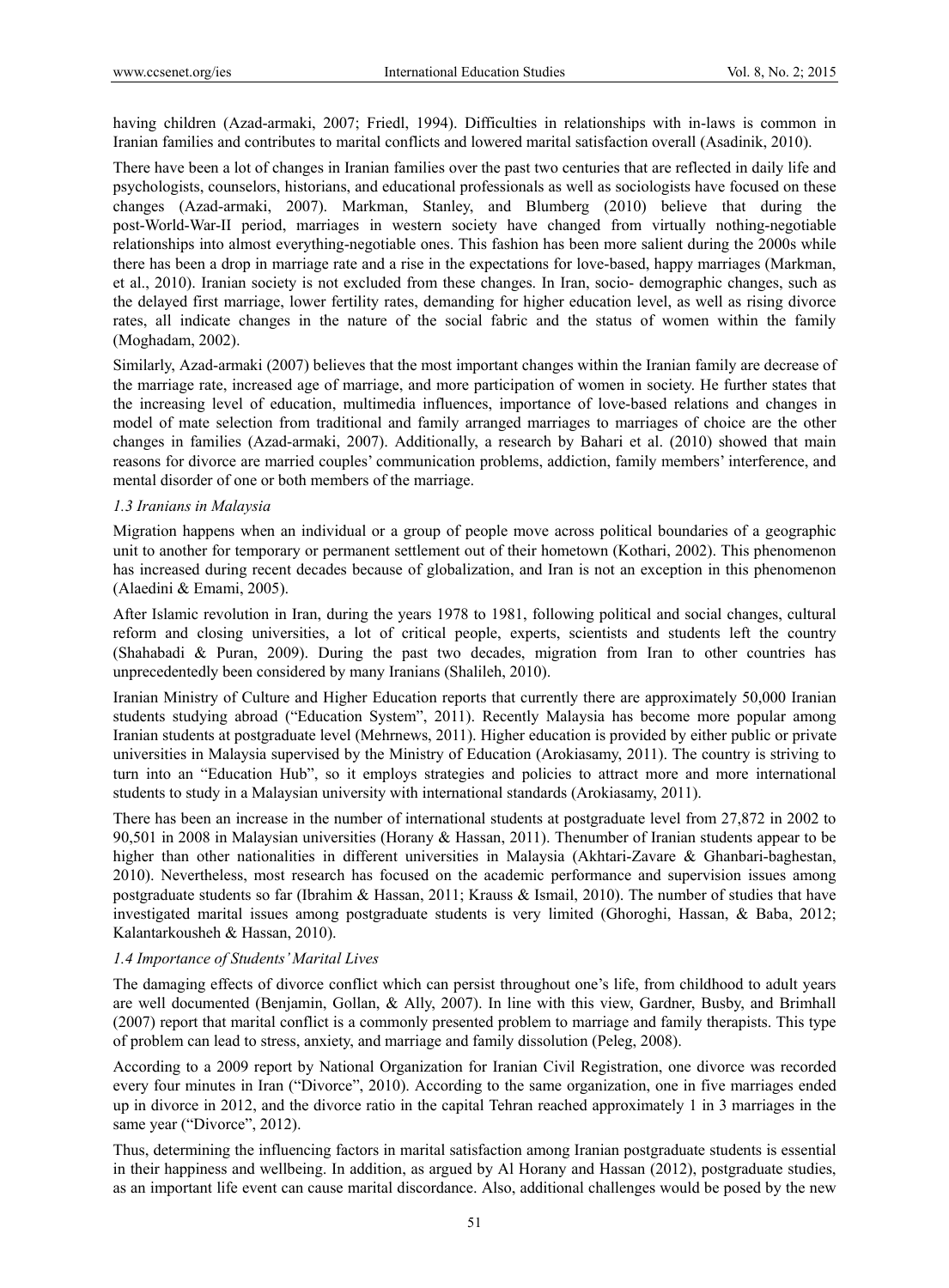having children (Azad-armaki, 2007; Friedl, 1994). Difficulties in relationships with in-laws is common in Iranian families and contributes to marital conflicts and lowered marital satisfaction overall (Asadinik, 2010).

There have been a lot of changes in Iranian families over the past two centuries that are reflected in daily life and psychologists, counselors, historians, and educational professionals as well as sociologists have focused on these changes (Azad-armaki, 2007). Markman, Stanley, and Blumberg (2010) believe that during the post-World-War-II period, marriages in western society have changed from virtually nothing-negotiable relationships into almost everything-negotiable ones. This fashion has been more salient during the 2000s while there has been a drop in marriage rate and a rise in the expectations for love-based, happy marriages (Markman, et al., 2010). Iranian society is not excluded from these changes. In Iran, socio- demographic changes, such as the delayed first marriage, lower fertility rates, demanding for higher education level, as well as rising divorce rates, all indicate changes in the nature of the social fabric and the status of women within the family (Moghadam, 2002).

Similarly, Azad-armaki (2007) believes that the most important changes within the Iranian family are decrease of the marriage rate, increased age of marriage, and more participation of women in society. He further states that the increasing level of education, multimedia influences, importance of love-based relations and changes in model of mate selection from traditional and family arranged marriages to marriages of choice are the other changes in families (Azad-armaki, 2007). Additionally, a research by Bahari et al. (2010) showed that main reasons for divorce are married couples' communication problems, addiction, family members' interference, and mental disorder of one or both members of the marriage.

### *1.3 Iranians in Malaysia*

Migration happens when an individual or a group of people move across political boundaries of a geographic unit to another for temporary or permanent settlement out of their hometown (Kothari, 2002). This phenomenon has increased during recent decades because of globalization, and Iran is not an exception in this phenomenon (Alaedini & Emami, 2005).

After Islamic revolution in Iran, during the years 1978 to 1981, following political and social changes, cultural reform and closing universities, a lot of critical people, experts, scientists and students left the country (Shahabadi & Puran, 2009). During the past two decades, migration from Iran to other countries has unprecedentedly been considered by many Iranians (Shalileh, 2010).

Iranian Ministry of Culture and Higher Education reports that currently there are approximately 50,000 Iranian students studying abroad ("Education System", 2011). Recently Malaysia has become more popular among Iranian students at postgraduate level (Mehrnews, 2011). Higher education is provided by either public or private universities in Malaysia supervised by the Ministry of Education (Arokiasamy, 2011). The country is striving to turn into an "Education Hub", so it employs strategies and policies to attract more and more international students to study in a Malaysian university with international standards (Arokiasamy, 2011).

There has been an increase in the number of international students at postgraduate level from 27,872 in 2002 to 90,501 in 2008 in Malaysian universities (Horany & Hassan, 2011). Thenumber of Iranian students appear to be higher than other nationalities in different universities in Malaysia (Akhtari-Zavare & Ghanbari-baghestan, 2010). Nevertheless, most research has focused on the academic performance and supervision issues among postgraduate students so far (Ibrahim & Hassan, 2011; Krauss & Ismail, 2010). The number of studies that have investigated marital issues among postgraduate students is very limited (Ghoroghi, Hassan, & Baba, 2012; Kalantarkousheh & Hassan, 2010).

### *1.4 Importance of Students' Marital Lives*

The damaging effects of divorce conflict which can persist throughout one's life, from childhood to adult years are well documented (Benjamin, Gollan, & Ally, 2007). In line with this view, Gardner, Busby, and Brimhall (2007) report that marital conflict is a commonly presented problem to marriage and family therapists. This type of problem can lead to stress, anxiety, and marriage and family dissolution (Peleg, 2008).

According to a 2009 report by National Organization for Iranian Civil Registration, one divorce was recorded every four minutes in Iran ("Divorce", 2010). According to the same organization, one in five marriages ended up in divorce in 2012, and the divorce ratio in the capital Tehran reached approximately 1 in 3 marriages in the same year ("Divorce", 2012).

Thus, determining the influencing factors in marital satisfaction among Iranian postgraduate students is essential in their happiness and wellbeing. In addition, as argued by Al Horany and Hassan (2012), postgraduate studies, as an important life event can cause marital discordance. Also, additional challenges would be posed by the new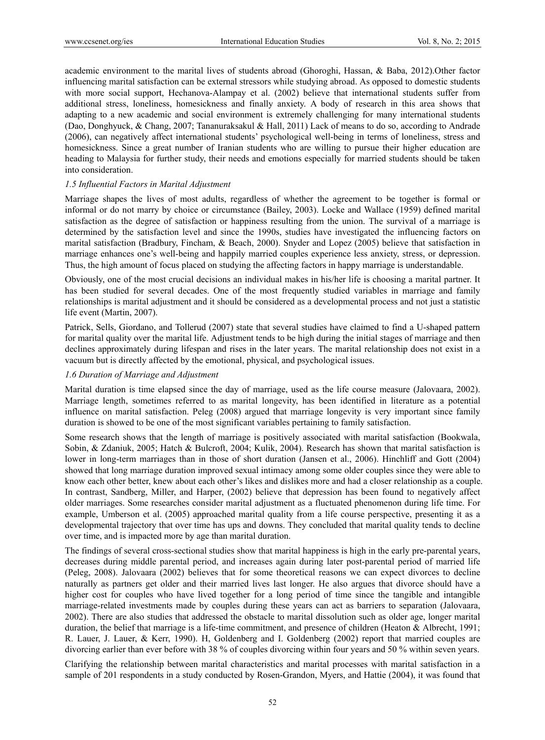academic environment to the marital lives of students abroad (Ghoroghi, Hassan, & Baba, 2012).Other factor influencing marital satisfaction can be external stressors while studying abroad. As opposed to domestic students with more social support, Hechanova-Alampay et al. (2002) believe that international students suffer from additional stress, loneliness, homesickness and finally anxiety. A body of research in this area shows that adapting to a new academic and social environment is extremely challenging for many international students (Dao, Donghyuck, & Chang, 2007; Tananuraksakul & Hall, 2011) Lack of means to do so, according to Andrade (2006), can negatively affect international students' psychological well-being in terms of loneliness, stress and homesickness. Since a great number of Iranian students who are willing to pursue their higher education are heading to Malaysia for further study, their needs and emotions especially for married students should be taken into consideration.

### *1.5 Influential Factors in Marital Adjustment*

Marriage shapes the lives of most adults, regardless of whether the agreement to be together is formal or informal or do not marry by choice or circumstance (Bailey, 2003). Locke and Wallace (1959) defined marital satisfaction as the degree of satisfaction or happiness resulting from the union. The survival of a marriage is determined by the satisfaction level and since the 1990s, studies have investigated the influencing factors on marital satisfaction (Bradbury, Fincham, & Beach, 2000). Snyder and Lopez (2005) believe that satisfaction in marriage enhances one's well-being and happily married couples experience less anxiety, stress, or depression. Thus, the high amount of focus placed on studying the affecting factors in happy marriage is understandable.

Obviously, one of the most crucial decisions an individual makes in his/her life is choosing a marital partner. It has been studied for several decades. One of the most frequently studied variables in marriage and family relationships is marital adjustment and it should be considered as a developmental process and not just a statistic life event (Martin, 2007).

Patrick, Sells, Giordano, and Tollerud (2007) state that several studies have claimed to find a U-shaped pattern for marital quality over the marital life. Adjustment tends to be high during the initial stages of marriage and then declines approximately during lifespan and rises in the later years. The marital relationship does not exist in a vacuum but is directly affected by the emotional, physical, and psychological issues.

### *1.6 Duration of Marriage and Adjustment*

Marital duration is time elapsed since the day of marriage, used as the life course measure (Jalovaara, 2002). Marriage length, sometimes referred to as marital longevity, has been identified in literature as a potential influence on marital satisfaction. Peleg (2008) argued that marriage longevity is very important since family duration is showed to be one of the most significant variables pertaining to family satisfaction.

Some research shows that the length of marriage is positively associated with marital satisfaction (Bookwala, Sobin, & Zdaniuk, 2005; Hatch & Bulcroft, 2004; Kulik, 2004). Research has shown that marital satisfaction is lower in long-term marriages than in those of short duration (Jansen et al., 2006). Hinchliff and Gott (2004) showed that long marriage duration improved sexual intimacy among some older couples since they were able to know each other better, knew about each other's likes and dislikes more and had a closer relationship as a couple. In contrast, Sandberg, Miller, and Harper, (2002) believe that depression has been found to negatively affect older marriages. Some researches consider marital adjustment as a fluctuated phenomenon during life time. For example, Umberson et al. (2005) approached marital quality from a life course perspective, presenting it as a developmental trajectory that over time has ups and downs. They concluded that marital quality tends to decline over time, and is impacted more by age than marital duration.

The findings of several cross-sectional studies show that marital happiness is high in the early pre-parental years, decreases during middle parental period, and increases again during later post-parental period of married life (Peleg, 2008). Jalovaara (2002) believes that for some theoretical reasons we can expect divorces to decline naturally as partners get older and their married lives last longer. He also argues that divorce should have a higher cost for couples who have lived together for a long period of time since the tangible and intangible marriage-related investments made by couples during these years can act as barriers to separation (Jalovaara, 2002). There are also studies that addressed the obstacle to marital dissolution such as older age, longer marital duration, the belief that marriage is a life-time commitment, and presence of children (Heaton & Albrecht, 1991; R. Lauer, J. Lauer, & Kerr, 1990). H, Goldenberg and I. Goldenberg (2002) report that married couples are divorcing earlier than ever before with 38 % of couples divorcing within four years and 50 % within seven years.

Clarifying the relationship between marital characteristics and marital processes with marital satisfaction in a sample of 201 respondents in a study conducted by Rosen-Grandon, Myers, and Hattie (2004), it was found that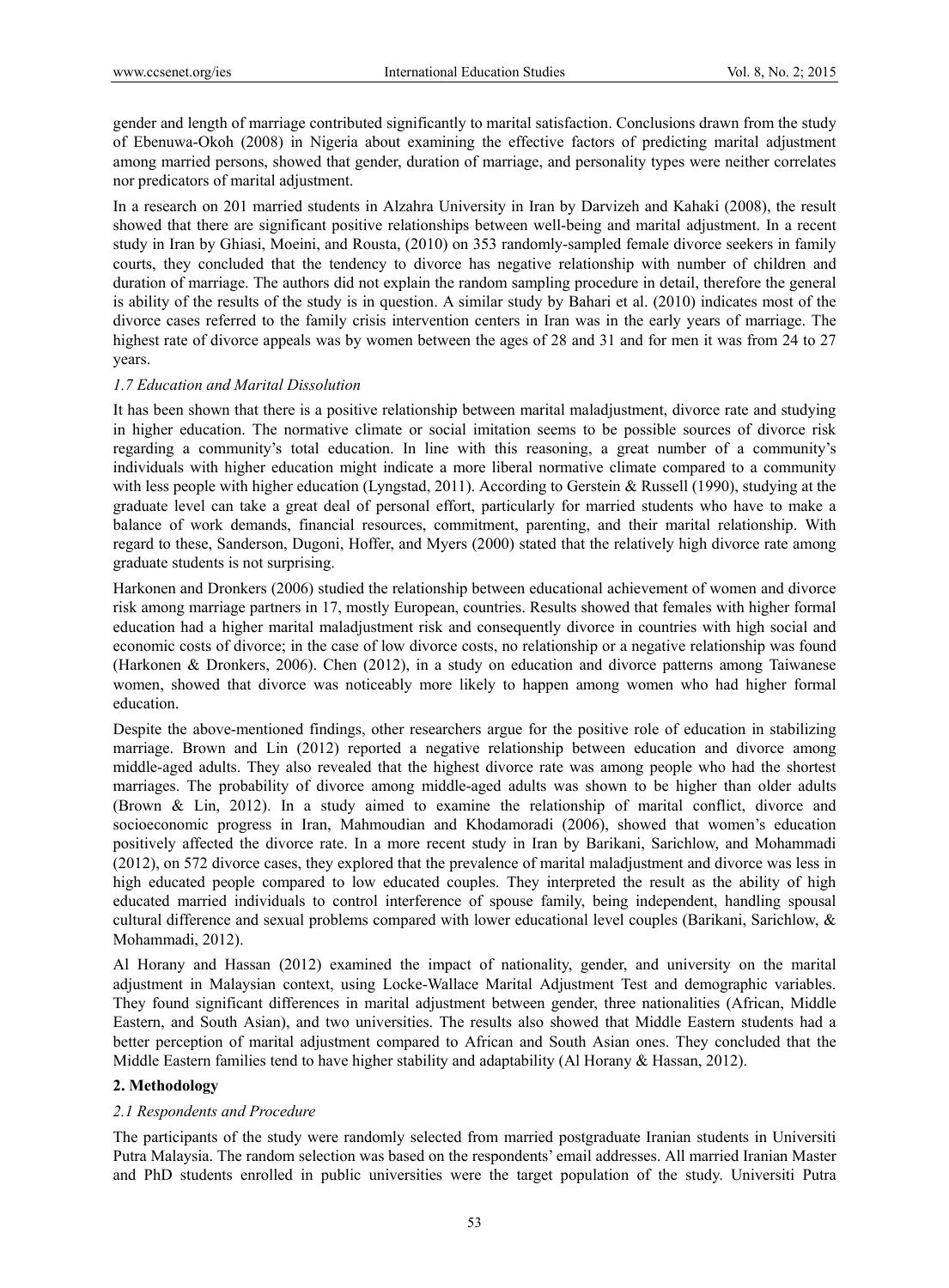gender and length of marriage contributed significantly to marital satisfaction. Conclusions drawn from the study of Ebenuwa-Okoh (2008) in Nigeria about examining the effective factors of predicting marital adjustment among married persons, showed that gender, duration of marriage, and personality types were neither correlates nor predicators of marital adjustment.

In a research on 201 married students in Alzahra University in Iran by Darvizeh and Kahaki (2008), the result showed that there are significant positive relationships between well-being and marital adjustment. In a recent study in Iran by Ghiasi, Moeini, and Rousta, (2010) on 353 randomly-sampled female divorce seekers in family courts, they concluded that the tendency to divorce has negative relationship with number of children and duration of marriage. The authors did not explain the random sampling procedure in detail, therefore the general is ability of the results of the study is in question. A similar study by Bahari et al. (2010) indicates most of the divorce cases referred to the family crisis intervention centers in Iran was in the early years of marriage. The highest rate of divorce appeals was by women between the ages of 28 and 31 and for men it was from 24 to 27 years.

### *1.7 Education and Marital Dissolution*

It has been shown that there is a positive relationship between marital maladjustment, divorce rate and studying in higher education. The normative climate or social imitation seems to be possible sources of divorce risk regarding a community's total education. In line with this reasoning, a great number of a community's individuals with higher education might indicate a more liberal normative climate compared to a community with less people with higher education (Lyngstad, 2011). According to Gerstein & Russell (1990), studying at the graduate level can take a great deal of personal effort, particularly for married students who have to make a balance of work demands, financial resources, commitment, parenting, and their marital relationship. With regard to these, Sanderson, Dugoni, Hoffer, and Myers (2000) stated that the relatively high divorce rate among graduate students is not surprising.

Harkonen and Dronkers (2006) studied the relationship between educational achievement of women and divorce risk among marriage partners in 17, mostly European, countries. Results showed that females with higher formal education had a higher marital maladjustment risk and consequently divorce in countries with high social and economic costs of divorce; in the case of low divorce costs, no relationship or a negative relationship was found (Harkonen & Dronkers, 2006). Chen (2012), in a study on education and divorce patterns among Taiwanese women, showed that divorce was noticeably more likely to happen among women who had higher formal education.

Despite the above-mentioned findings, other researchers argue for the positive role of education in stabilizing marriage. Brown and Lin (2012) reported a negative relationship between education and divorce among middle-aged adults. They also revealed that the highest divorce rate was among people who had the shortest marriages. The probability of divorce among middle-aged adults was shown to be higher than older adults (Brown & Lin, 2012). In a study aimed to examine the relationship of marital conflict, divorce and socioeconomic progress in Iran, Mahmoudian and Khodamoradi (2006), showed that women's education positively affected the divorce rate. In a more recent study in Iran by Barikani, Sarichlow, and Mohammadi (2012), on 572 divorce cases, they explored that the prevalence of marital maladjustment and divorce was less in high educated people compared to low educated couples. They interpreted the result as the ability of high educated married individuals to control interference of spouse family, being independent, handling spousal cultural difference and sexual problems compared with lower educational level couples (Barikani, Sarichlow, & Mohammadi, 2012).

Al Horany and Hassan (2012) examined the impact of nationality, gender, and university on the marital adjustment in Malaysian context, using Locke-Wallace Marital Adjustment Test and demographic variables. They found significant differences in marital adjustment between gender, three nationalities (African, Middle Eastern, and South Asian), and two universities. The results also showed that Middle Eastern students had a better perception of marital adjustment compared to African and South Asian ones. They concluded that the Middle Eastern families tend to have higher stability and adaptability (Al Horany & Hassan, 2012).

## 2. Methodology

### *2.1 Respondents and Procedure*

The participants of the study were randomly selected from married postgraduate Iranian students in Universiti Putra Malaysia. The random selection was based on the respondents' email addresses. All married Iranian Master and PhD students enrolled in public universities were the target population of the study. Universiti Putra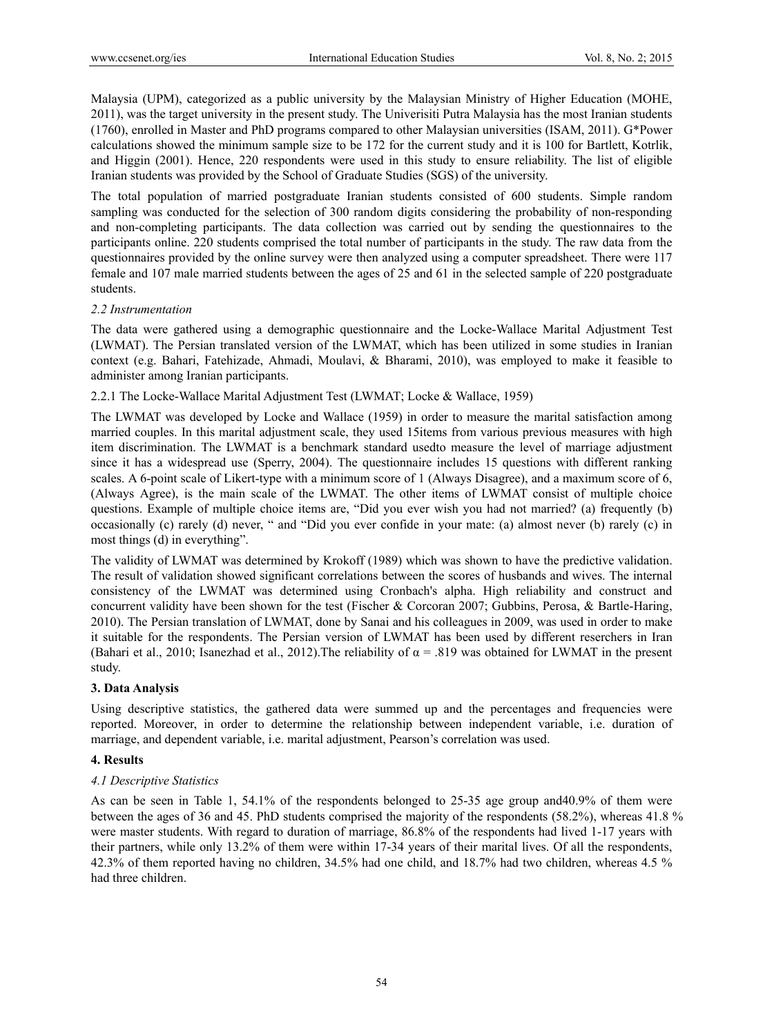Malaysia (UPM), categorized as a public university by the Malaysian Ministry of Higher Education (MOHE, 2011), was the target university in the present study. The Univerisiti Putra Malaysia has the most Iranian students (1760), enrolled in Master and PhD programs compared to other Malaysian universities (ISAM, 2011). G*Power calculations showed the minimum sample size to be 172 for the current study and it is 100 for Bartlett, Kotrlik, and Higgin (2001). Hence, 220 respondents were used in this study to ensure reliability. The list of eligible Iranian students was provided by the School of Graduate Studies (SGS) of the university.

The total population of married postgraduate Iranian students consisted of 600 students. Simple random sampling was conducted for the selection of 300 random digits considering the probability of non-responding and non-completing participants. The data collection was carried out by sending the questionnaires to the participants online. 220 students comprised the total number of participants in the study. The raw data from the questionnaires provided by the online survey were then analyzed using a computer spreadsheet. There were 117 female and 107 male married students between the ages of 25 and 61 in the selected sample of 220 postgraduate students.

### *2.2 Instrumentation*

The data were gathered using a demographic questionnaire and the Locke-Wallace Marital Adjustment Test (LWMAT). The Persian translated version of the LWMAT, which has been utilized in some studies in Iranian context (e.g. Bahari, Fatehizade, Ahmadi, Moulavi, & Bharami, 2010), was employed to make it feasible to administer among Iranian participants.

#### 2.2.1 The Locke-Wallace Marital Adjustment Test (LWMAT; Locke & Wallace, 1959)

The LWMAT was developed by Locke and Wallace (1959) in order to measure the marital satisfaction among married couples. In this marital adjustment scale, they used 15items from various previous measures with high item discrimination. The LWMAT is a benchmark standard usedto measure the level of marriage adjustment since it has a widespread use (Sperry, 2004). The questionnaire includes 15 questions with different ranking scales. A 6-point scale of Likert-type with a minimum score of 1 (Always Disagree), and a maximum score of 6, (Always Agree), is the main scale of the LWMAT. The other items of LWMAT consist of multiple choice questions. Example of multiple choice items are, "Did you ever wish you had not married? (a) frequently (b) occasionally (c) rarely (d) never, " and "Did you ever confide in your mate: (a) almost never (b) rarely (c) in most things (d) in everything".

The validity of LWMAT was determined by Krokoff (1989) which was shown to have the predictive validation. The result of validation showed significant correlations between the scores of husbands and wives. The internal consistency of the LWMAT was determined using Cronbach's alpha. High reliability and construct and concurrent validity have been shown for the test (Fischer & Corcoran 2007; Gubbins, Perosa, & Bartle-Haring, 2010). The Persian translation of LWMAT, done by Sanai and his colleagues in 2009, was used in order to make it suitable for the respondents. The Persian version of LWMAT has been used by different reserchers in Iran (Bahari et al., 2010; Isanezhad et al., 2012).The reliability of $\alpha = .819$ was obtained for LWMAT in the present study.

## 3. Data Analysis

Using descriptive statistics, the gathered data were summed up and the percentages and frequencies were reported. Moreover, in order to determine the relationship between independent variable, i.e. duration of marriage, and dependent variable, i.e. marital adjustment, Pearson's correlation was used.

## 4. Results

### *4.1 Descriptive Statistics*

As can be seen in Table 1, 54.1% of the respondents belonged to 25-35 age group and40.9% of them were between the ages of 36 and 45. PhD students comprised the majority of the respondents (58.2%), whereas 41.8 % were master students. With regard to duration of marriage, 86.8% of the respondents had lived 1-17 years with their partners, while only 13.2% of them were within 17-34 years of their marital lives. Of all the respondents, 42.3% of them reported having no children, 34.5% had one child, and 18.7% had two children, whereas 4.5 % had three children.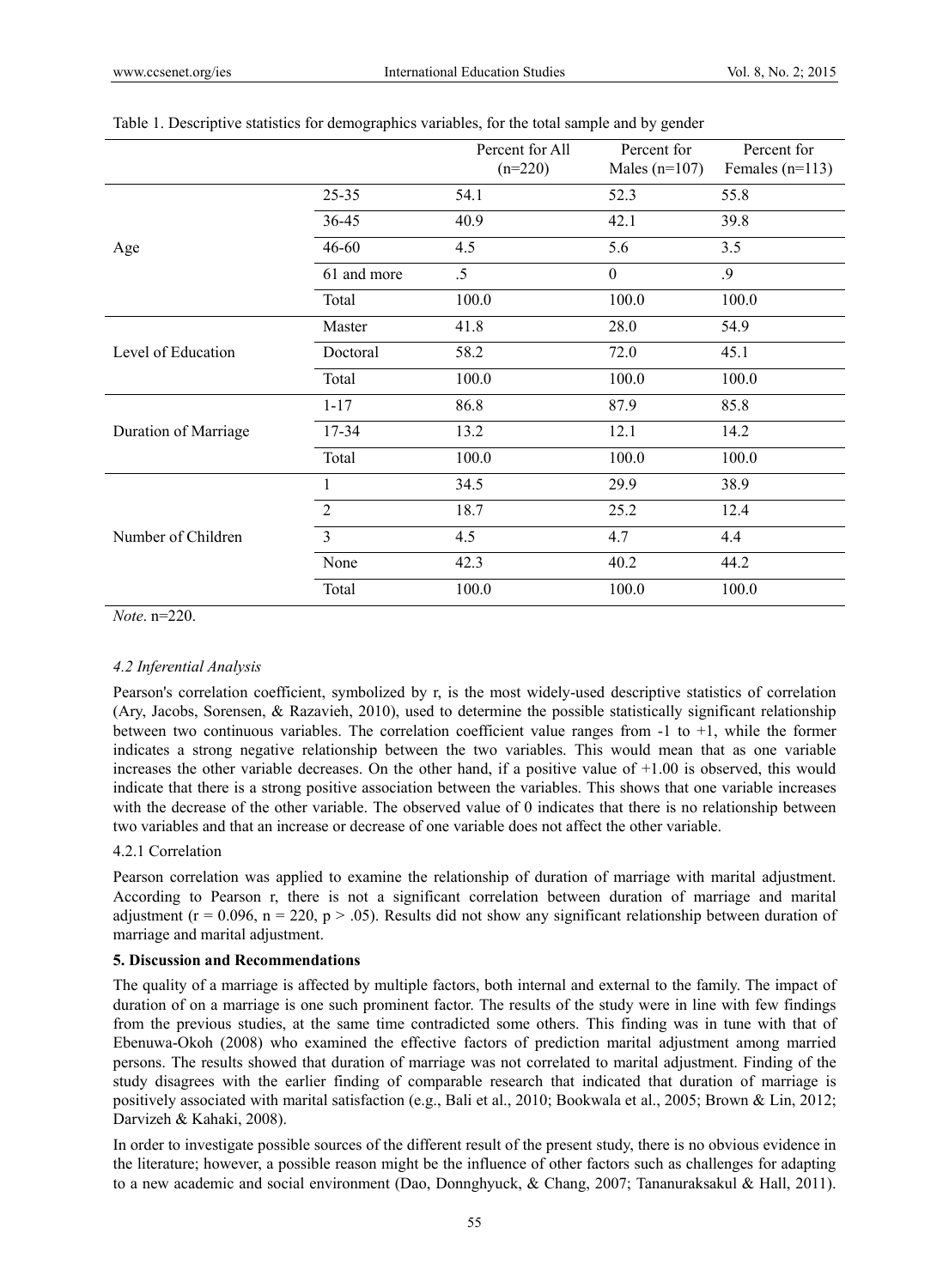Table 1. Descriptive statistics for demographics variables, for the total sample and by gender

| | | Percent for All (n=220) | Percent for Males (n=107) | Percent for Females (n=113) |
|---|---|---|---|---|
| Age | 25-35 | 54.1 | 52.3 | 55.8 |
| | 36-45 | 40.9 | 42.1 | 39.8 |
| | 46-60 | 4.5 | 5.6 | 3.5 |
| | 61 and more | .5 | 0 | .9 |
| | Total | 100.0 | 100.0 | 100.0 |
| Level of Education | Master | 41.8 | 28.0 | 54.9 |
| | Doctoral | 58.2 | 72.0 | 45.1 |
| | Total | 100.0 | 100.0 | 100.0 |
| Duration of Marriage | 1-17 | 86.8 | 87.9 | 85.8 |
| | 17-34 | 13.2 | 12.1 | 14.2 |
| | Total | 100.0 | 100.0 | 100.0 |
| Number of Children | 1 | 34.5 | 29.9 | 38.9 |
| | 2 | 18.7 | 25.2 | 12.4 |
| | 3 | 4.5 | 4.7 | 4.4 |
| | None | 42.3 | 40.2 | 44.2 |
| | Total | 100.0 | 100.0 | 100.0 |

*Note*. n=220.

### *4.2 Inferential Analysis*

Pearson's correlation coefficient, symbolized by r, is the most widely-used descriptive statistics of correlation (Ary, Jacobs, Sorensen, & Razavieh, 2010), used to determine the possible statistically significant relationship between two continuous variables. The correlation coefficient value ranges from -1 to +1, while the former indicates a strong negative relationship between the two variables. This would mean that as one variable increases the other variable decreases. On the other hand, if a positive value of +1.00 is observed, this would indicate that there is a strong positive association between the variables. This shows that one variable increases with the decrease of the other variable. The observed value of 0 indicates that there is no relationship between two variables and that an increase or decrease of one variable does not affect the other variable.

#### 4.2.1 Correlation

Pearson correlation was applied to examine the relationship of duration of marriage with marital adjustment. According to Pearson r, there is not a significant correlation between duration of marriage and marital adjustment ($r = 0.096$, $n = 220$, $p > .05$). Results did not show any significant relationship between duration of marriage and marital adjustment.

## **5. Discussion and Recommendations**

The quality of a marriage is affected by multiple factors, both internal and external to the family. The impact of duration of on a marriage is one such prominent factor. The results of the study were in line with few findings from the previous studies, at the same time contradicted some others. This finding was in tune with that of Ebenuwa-Okoh (2008) who examined the effective factors of prediction marital adjustment among married persons. The results showed that duration of marriage was not correlated to marital adjustment. Finding of the study disagrees with the earlier finding of comparable research that indicated that duration of marriage is positively associated with marital satisfaction (e.g., Bali et al., 2010; Bookwala et al., 2005; Brown & Lin, 2012; Darvizeh & Kahaki, 2008).

In order to investigate possible sources of the different result of the present study, there is no obvious evidence in the literature; however, a possible reason might be the influence of other factors such as challenges for adapting to a new academic and social environment (Dao, Donnghyuck, & Chang, 2007; Tananuraksakul & Hall, 2011).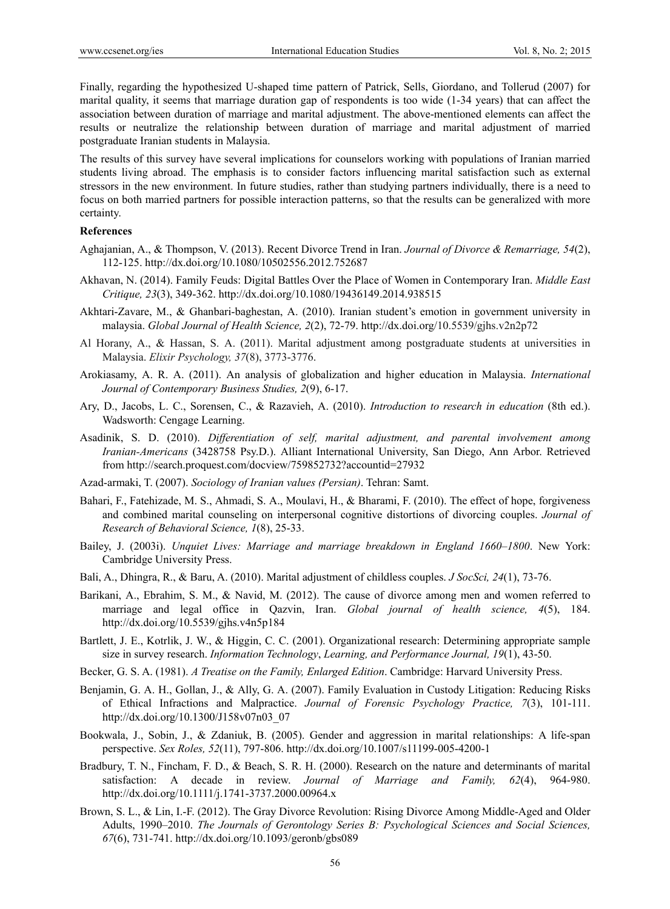Finally, regarding the hypothesized U-shaped time pattern of Patrick, Sells, Giordano, and Tollerud (2007) for marital quality, it seems that marriage duration gap of respondents is too wide (1-34 years) that can affect the association between duration of marriage and marital adjustment. The above-mentioned elements can affect the results or neutralize the relationship between duration of marriage and marital adjustment of married postgraduate Iranian students in Malaysia.

The results of this survey have several implications for counselors working with populations of Iranian married students living abroad. The emphasis is to consider factors influencing marital satisfaction such as external stressors in the new environment. In future studies, rather than studying partners individually, there is a need to focus on both married partners for possible interaction patterns, so that the results can be generalized with more certainty.

**References**

Aghajanian, A., & Thompson, V. (2013). Recent Divorce Trend in Iran. *Journal of Divorce & Remarriage, 54*(2), 112-125. http://dx.doi.org/10.1080/10502556.2012.752687

Akhavan, N. (2014). Family Feuds: Digital Battles Over the Place of Women in Contemporary Iran. *Middle East Critique, 23*(3), 349-362. http://dx.doi.org/10.1080/19436149.2014.938515

Akhtari-Zavare, M., & Ghanbari-baghestan, A. (2010). Iranian student's emotion in government university in malaysia. *Global Journal of Health Science, 2*(2), 72-79. http://dx.doi.org/10.5539/gjhs.v2n2p72

Al Horany, A., & Hassan, S. A. (2011). Marital adjustment among postgraduate students at universities in Malaysia. *Elixir Psychology, 37*(8), 3773-3776.

Arokiasamy, A. R. A. (2011). An analysis of globalization and higher education in Malaysia. *International Journal of Contemporary Business Studies, 2*(9), 6-17.

Ary, D., Jacobs, L. C., Sorensen, C., & Razavieh, A. (2010). *Introduction to research in education* (8th ed.). Wadsworth: Cengage Learning.

Asadinik, S. D. (2010). *Differentiation of self, marital adjustment, and parental involvement among Iranian-Americans* (3428758 Psy.D.). Alliant International University, San Diego, Ann Arbor. Retrieved from http://search.proquest.com/docview/759852732?accountid=27932

Azad-armaki, T. (2007). *Sociology of Iranian values (Persian)*. Tehran: Samt.

Bahari, F., Fatehizade, M. S., Ahmadi, S. A., Moulavi, H., & Bharami, F. (2010). The effect of hope, forgiveness and combined marital counseling on interpersonal cognitive distortions of divorcing couples. *Journal of Research of Behavioral Science, 1*(8), 25-33.

Bailey, J. (2003i). *Unquiet Lives: Marriage and marriage breakdown in England 1660–1800*. New York: Cambridge University Press.

Bali, A., Dhingra, R., & Baru, A. (2010). Marital adjustment of childless couples. *J SocSci, 24*(1), 73-76.

Barikani, A., Ebrahim, S. M., & Navid, M. (2012). The cause of divorce among men and women referred to marriage and legal office in Qazvin, Iran. *Global journal of health science, 4*(5), 184. http://dx.doi.org/10.5539/gjhs.v4n5p184

Bartlett, J. E., Kotrlik, J. W., & Higgin, C. C. (2001). Organizational research: Determining appropriate sample size in survey research. *Information Technology*, *Learning, and Performance Journal, 19*(1), 43-50.

Becker, G. S. A. (1981). *A Treatise on the Family, Enlarged Edition*. Cambridge: Harvard University Press.

Benjamin, G. A. H., Gollan, J., & Ally, G. A. (2007). Family Evaluation in Custody Litigation: Reducing Risks of Ethical Infractions and Malpractice. *Journal of Forensic Psychology Practice, 7*(3), 101-111. http://dx.doi.org/10.1300/J158v07n03_07

Bookwala, J., Sobin, J., & Zdaniuk, B. (2005). Gender and aggression in marital relationships: A life-span perspective. *Sex Roles, 52*(11), 797-806. http://dx.doi.org/10.1007/s11199-005-4200-1

Bradbury, T. N., Fincham, F. D., & Beach, S. R. H. (2000). Research on the nature and determinants of marital satisfaction: A decade in review. *Journal of Marriage and Family, 62*(4), 964-980. http://dx.doi.org/10.1111/j.1741-3737.2000.00964.x

Brown, S. L., & Lin, I.-F. (2012). The Gray Divorce Revolution: Rising Divorce Among Middle-Aged and Older Adults, 1990–2010. *The Journals of Gerontology Series B: Psychological Sciences and Social Sciences, 67*(6), 731-741. http://dx.doi.org/10.1093/geronb/gbs089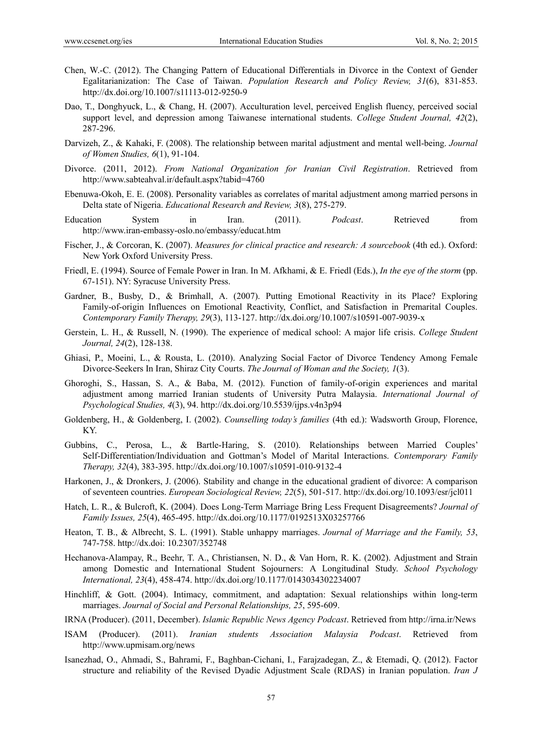Chen, W.-C. (2012). The Changing Pattern of Educational Differentials in Divorce in the Context of Gender Egalitarianization: The Case of Taiwan. *Population Research and Policy Review, 31*(6), 831-853. http://dx.doi.org/10.1007/s11113-012-9250-9

Dao, T., Donghyuck, L., & Chang, H. (2007). Acculturation level, perceived English fluency, perceived social support level, and depression among Taiwanese international students. *College Student Journal, 42*(2), 287-296.

Darvizeh, Z., & Kahaki, F. (2008). The relationship between marital adjustment and mental well-being. *Journal of Women Studies, 6*(1), 91-104.

Divorce. (2011, 2012). *From National Organization for Iranian Civil Registration*. Retrieved from http://www.sabteahval.ir/default.aspx?tabid=4760

Ebenuwa-Okoh, E. E. (2008). Personality variables as correlates of marital adjustment among married persons in Delta state of Nigeria. *Educational Research and Review, 3*(8), 275-279.

Education System in Iran. (2011). *Podcast*. Retrieved from http://www.iran-embassy-oslo.no/embassy/educat.htm

Fischer, J., & Corcoran, K. (2007). *Measures for clinical practice and research: A sourcebook* (4th ed.). Oxford: New York Oxford University Press.

Friedl, E. (1994). Source of Female Power in Iran. In M. Afkhami, & E. Friedl (Eds.), *In the eye of the storm* (pp. 67-151). NY: Syracuse University Press.

Gardner, B., Busby, D., & Brimhall, A. (2007). Putting Emotional Reactivity in its Place? Exploring Family-of-origin Influences on Emotional Reactivity, Conflict, and Satisfaction in Premarital Couples. *Contemporary Family Therapy, 29*(3), 113-127. http://dx.doi.org/10.1007/s10591-007-9039-x

Gerstein, L. H., & Russell, N. (1990). The experience of medical school: A major life crisis. *College Student Journal, 24*(2), 128-138.

Ghiasi, P., Moeini, L., & Rousta, L. (2010). Analyzing Social Factor of Divorce Tendency Among Female Divorce-Seekers In Iran, Shiraz City Courts. *The Journal of Woman and the Society, 1*(3).

Ghoroghi, S., Hassan, S. A., & Baba, M. (2012). Function of family-of-origin experiences and marital adjustment among married Iranian students of University Putra Malaysia. *International Journal of Psychological Studies, 4*(3), 94. http://dx.doi.org/10.5539/ijps.v4n3p94

Goldenberg, H., & Goldenberg, I. (2002). *Counselling today's families* (4th ed.): Wadsworth Group, Florence, KY.

Gubbins, C., Perosa, L., & Bartle-Haring, S. (2010). Relationships between Married Couples' Self-Differentiation/Individuation and Gottman's Model of Marital Interactions. *Contemporary Family Therapy, 32*(4), 383-395. http://dx.doi.org/10.1007/s10591-010-9132-4

Harkonen, J., & Dronkers, J. (2006). Stability and change in the educational gradient of divorce: A comparison of seventeen countries. *European Sociological Review, 22*(5), 501-517. http://dx.doi.org/10.1093/esr/jcl011

Hatch, L. R., & Bulcroft, K. (2004). Does Long-Term Marriage Bring Less Frequent Disagreements? *Journal of Family Issues, 25*(4), 465-495. http://dx.doi.org/10.1177/0192513X03257766

Heaton, T. B., & Albrecht, S. L. (1991). Stable unhappy marriages. *Journal of Marriage and the Family, 53*, 747-758. http://dx.doi: 10.2307/352748

Hechanova-Alampay, R., Beehr, T. A., Christiansen, N. D., & Van Horn, R. K. (2002). Adjustment and Strain among Domestic and International Student Sojourners: A Longitudinal Study. *School Psychology International, 23*(4), 458-474. http://dx.doi.org/10.1177/0143034302234007

Hinchliff, & Gott. (2004). Intimacy, commitment, and adaptation: Sexual relationships within long-term marriages. *Journal of Social and Personal Relationships, 25*, 595-609.

IRNA (Producer). (2011, December). *Islamic Republic News Agency Podcast*. Retrieved from http://irna.ir/News

ISAM (Producer). (2011). *Iranian students Association Malaysia Podcast*. Retrieved from http://www.upmisam.org/news

Isanezhad, O., Ahmadi, S., Bahrami, F., Baghban-Cichani, I., Farajzadegan, Z., & Etemadi, Q. (2012). Factor structure and reliability of the Revised Dyadic Adjustment Scale (RDAS) in Iranian population. *Iran J*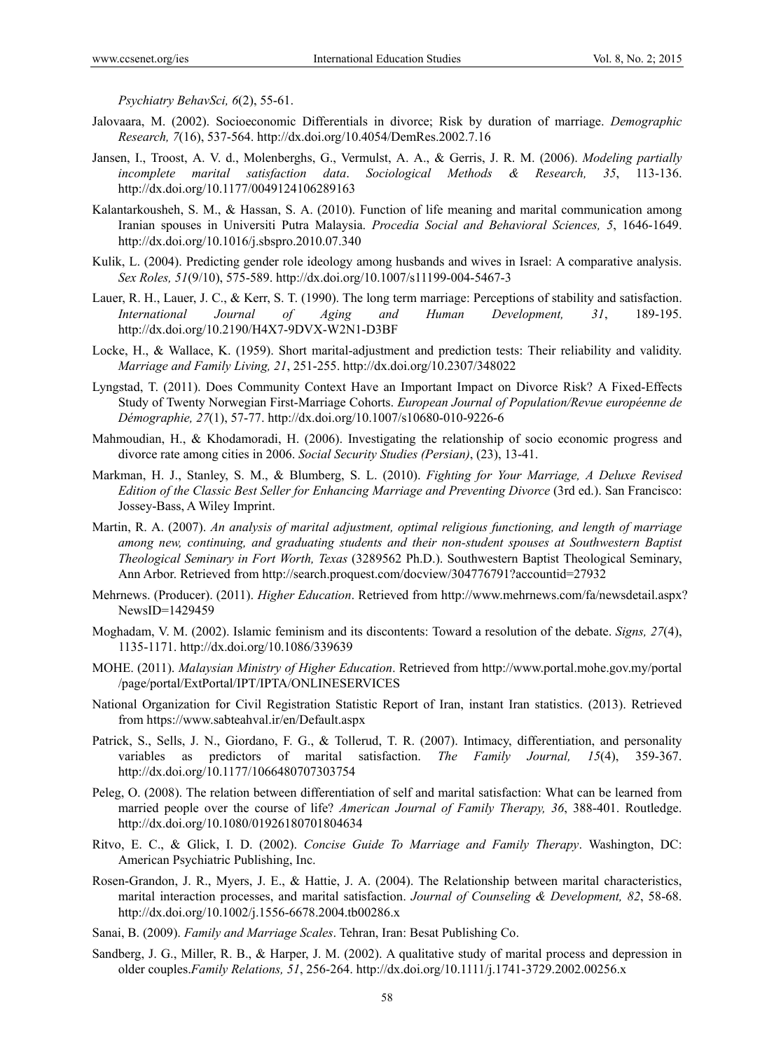*Psychiatry BehavSci, 6*(2), 55-61.

Jalovaara, M. (2002). Socioeconomic Differentials in divorce; Risk by duration of marriage. *Demographic Research, 7*(16), 537-564. http://dx.doi.org/10.4054/DemRes.2002.7.16

Jansen, I., Troost, A. V. d., Molenberghs, G., Vermulst, A. A., & Gerris, J. R. M. (2006). *Modeling partially incomplete marital satisfaction data*. *Sociological Methods & Research, 35*, 113-136. http://dx.doi.org/10.1177/0049124106289163

Kalantarkousheh, S. M., & Hassan, S. A. (2010). Function of life meaning and marital communication among Iranian spouses in Universiti Putra Malaysia. *Procedia Social and Behavioral Sciences, 5*, 1646-1649. http://dx.doi.org/10.1016/j.sbspro.2010.07.340

Kulik, L. (2004). Predicting gender role ideology among husbands and wives in Israel: A comparative analysis. *Sex Roles, 51*(9/10), 575-589. http://dx.doi.org/10.1007/s11199-004-5467-3

Lauer, R. H., Lauer, J. C., & Kerr, S. T. (1990). The long term marriage: Perceptions of stability and satisfaction. *International Journal of Aging and Human Development, 31*, 189-195. http://dx.doi.org/10.2190/H4X7-9DVX-W2N1-D3BF

Locke, H., & Wallace, K. (1959). Short marital-adjustment and prediction tests: Their reliability and validity. *Marriage and Family Living, 21*, 251-255. http://dx.doi.org/10.2307/348022

Lyngstad, T. (2011). Does Community Context Have an Important Impact on Divorce Risk? A Fixed-Effects Study of Twenty Norwegian First-Marriage Cohorts. *European Journal of Population/Revue européenne de Démographie, 27*(1), 57-77. http://dx.doi.org/10.1007/s10680-010-9226-6

Mahmoudian, H., & Khodamoradi, H. (2006). Investigating the relationship of socio economic progress and divorce rate among cities in 2006. *Social Security Studies (Persian)*, (23), 13-41.

Markman, H. J., Stanley, S. M., & Blumberg, S. L. (2010). *Fighting for Your Marriage, A Deluxe Revised Edition of the Classic Best Seller for Enhancing Marriage and Preventing Divorce* (3rd ed.). San Francisco: Jossey-Bass, A Wiley Imprint.

Martin, R. A. (2007). *An analysis of marital adjustment, optimal religious functioning, and length of marriage among new, continuing, and graduating students and their non-student spouses at Southwestern Baptist Theological Seminary in Fort Worth, Texas* (3289562 Ph.D.). Southwestern Baptist Theological Seminary, Ann Arbor. Retrieved from http://search.proquest.com/docview/304776791?accountid=27932

Mehrnews. (Producer). (2011). *Higher Education*. Retrieved from http://www.mehrnews.com/fa/newsdetail.aspx?NewsID=1429459

Moghadam, V. M. (2002). Islamic feminism and its discontents: Toward a resolution of the debate. *Signs, 27*(4), 1135-1171. http://dx.doi.org/10.1086/339639

MOHE. (2011). *Malaysian Ministry of Higher Education*. Retrieved from http://www.portal.mohe.gov.my/portal/page/portal/ExtPortal/IPT/IPTA/ONLINESERVICES

National Organization for Civil Registration Statistic Report of Iran, instant Iran statistics. (2013). Retrieved from https://www.sabteahval.ir/en/Default.aspx

Patrick, S., Sells, J. N., Giordano, F. G., & Tollerud, T. R. (2007). Intimacy, differentiation, and personality variables as predictors of marital satisfaction. *The Family Journal, 15*(4), 359-367. http://dx.doi.org/10.1177/1066480707303754

Peleg, O. (2008). The relation between differentiation of self and marital satisfaction: What can be learned from married people over the course of life? *American Journal of Family Therapy, 36*, 388-401. Routledge. http://dx.doi.org/10.1080/01926180701804634

Ritvo, E. C., & Glick, I. D. (2002). *Concise Guide To Marriage and Family Therapy*. Washington, DC: American Psychiatric Publishing, Inc.

Rosen-Grandon, J. R., Myers, J. E., & Hattie, J. A. (2004). The Relationship between marital characteristics, marital interaction processes, and marital satisfaction. *Journal of Counseling & Development, 82*, 58-68. http://dx.doi.org/10.1002/j.1556-6678.2004.tb00286.x

Sanai, B. (2009). *Family and Marriage Scales*. Tehran, Iran: Besat Publishing Co.

Sandberg, J. G., Miller, R. B., & Harper, J. M. (2002). A qualitative study of marital process and depression in older couples.*Family Relations, 51*, 256-264. http://dx.doi.org/10.1111/j.1741-3729.2002.00256.x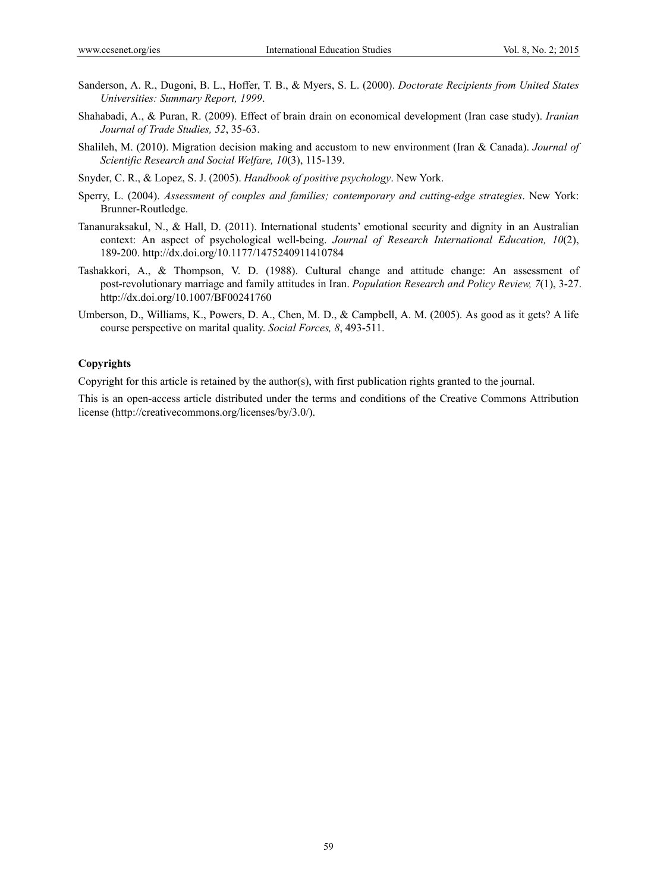Sanderson, A. R., Dugoni, B. L., Hoffer, T. B., & Myers, S. L. (2000). *Doctorate Recipients from United States Universities: Summary Report, 1999*.

Shahabadi, A., & Puran, R. (2009). Effect of brain drain on economical development (Iran case study). *Iranian Journal of Trade Studies, 52*, 35-63.

Shalileh, M. (2010). Migration decision making and accustom to new environment (Iran & Canada). *Journal of Scientific Research and Social Welfare, 10*(3), 115-139.

Snyder, C. R., & Lopez, S. J. (2005). *Handbook of positive psychology*. New York.

Sperry, L. (2004). *Assessment of couples and families; contemporary and cutting-edge strategies*. New York: Brunner-Routledge.

Tananuraksakul, N., & Hall, D. (2011). International students' emotional security and dignity in an Australian context: An aspect of psychological well-being. *Journal of Research International Education, 10*(2), 189-200. http://dx.doi.org/10.1177/1475240911410784

Tashakkori, A., & Thompson, V. D. (1988). Cultural change and attitude change: An assessment of post-revolutionary marriage and family attitudes in Iran. *Population Research and Policy Review, 7*(1), 3-27. http://dx.doi.org/10.1007/BF00241760

Umberson, D., Williams, K., Powers, D. A., Chen, M. D., & Campbell, A. M. (2005). As good as it gets? A life course perspective on marital quality. *Social Forces, 8*, 493-511.

**Copyrights**

Copyright for this article is retained by the author(s), with first publication rights granted to the journal.

This is an open-access article distributed under the terms and conditions of the Creative Commons Attribution license (http://creativecommons.org/licenses/by/3.0/).